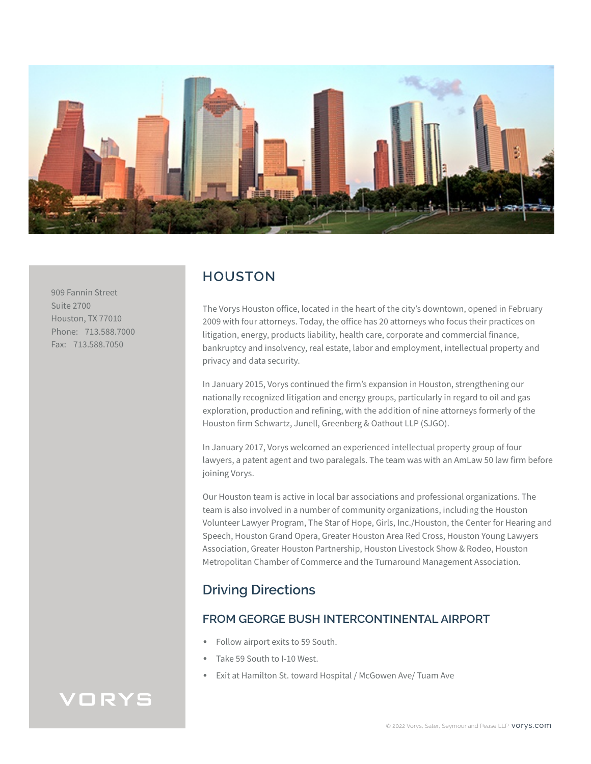909 Fannin Street
Suite 2700
Houston, TX 77010
Phone: 713.588.7000
Fax: 713.588.7050

VORYS

# HOUSTON

The Vorys Houston office, located in the heart of the city's downtown, opened in February 2009 with four attorneys. Today, the office has 20 attorneys who focus their practices on litigation, energy, products liability, health care, corporate and commercial finance, bankruptcy and insolvency, real estate, labor and employment, intellectual property and privacy and data security.

In January 2015, Vorys continued the firm's expansion in Houston, strengthening our nationally recognized litigation and energy groups, particularly in regard to oil and gas exploration, production and refining, with the addition of nine attorneys formerly of the Houston firm Schwartz, Junell, Greenberg & Oathout LLP (SJGO).

In January 2017, Vorys welcomed an experienced intellectual property group of four lawyers, a patent agent and two paralegals. The team was with an AmLaw 50 law firm before joining Vorys.

Our Houston team is active in local bar associations and professional organizations. The team is also involved in a number of community organizations, including the Houston Volunteer Lawyer Program, The Star of Hope, Girls, Inc./Houston, the Center for Hearing and Speech, Houston Grand Opera, Greater Houston Area Red Cross, Houston Young Lawyers Association, Greater Houston Partnership, Houston Livestock Show & Rodeo, Houston Metropolitan Chamber of Commerce and the Turnaround Management Association.

## Driving Directions

### FROM GEORGE BUSH INTERCONTINENTAL AIRPORT

- Follow airport exits to 59 South.
- Take 59 South to I-10 West.
- Exit at Hamilton St. toward Hospital / McGowen Ave/ Tuam Ave

© 2022 Vorys, Sater, Seymour and Pease LLP vorys.com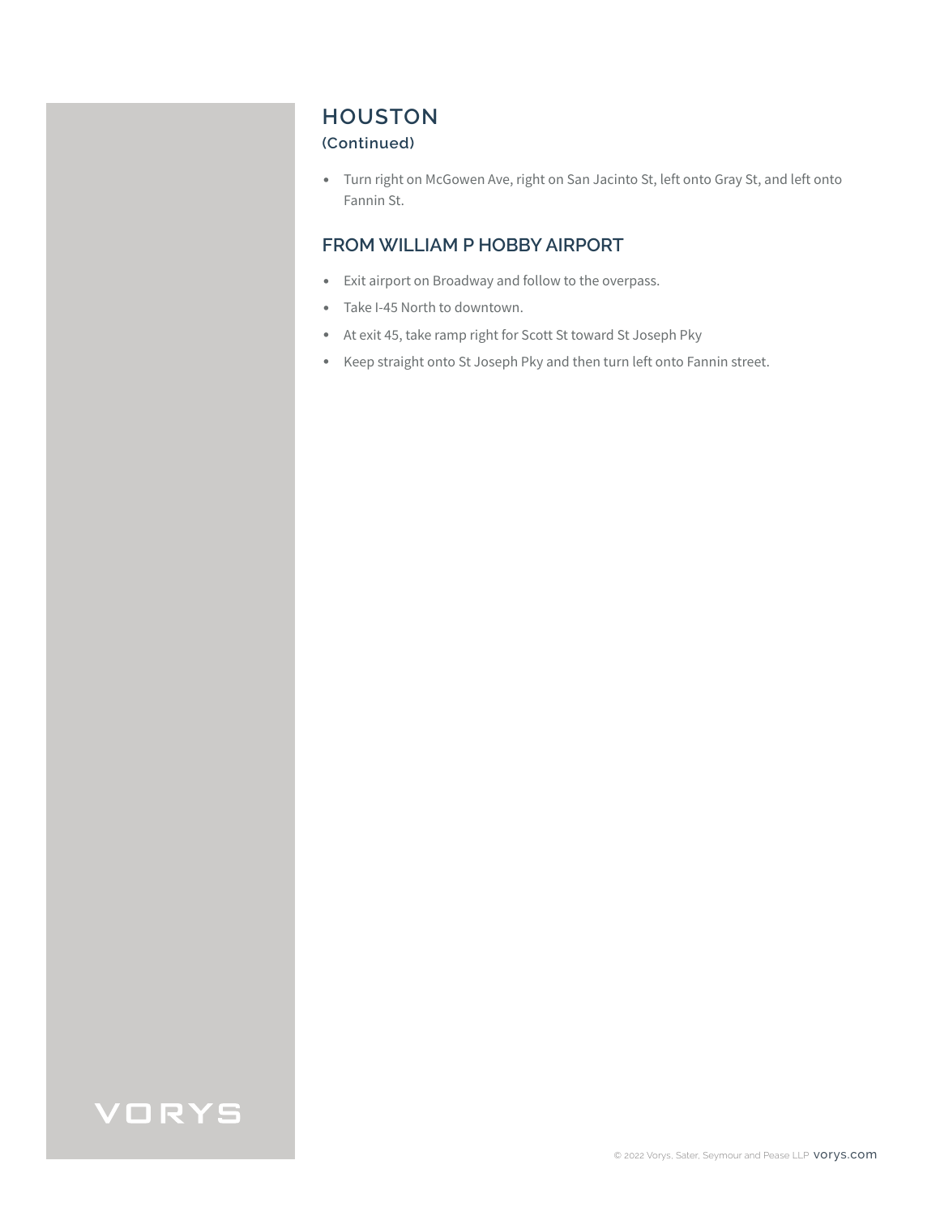## HOUSTON

### (Continued)

- Turn right on McGowen Ave, right on San Jacinto St, left onto Gray St, and left onto Fannin St.

## FROM WILLIAM P HOBBY AIRPORT

- Exit airport on Broadway and follow to the overpass.
- Take I-45 North to downtown.
- At exit 45, take ramp right for Scott St toward St Joseph Pky
- Keep straight onto St Joseph Pky and then turn left onto Fannin street.